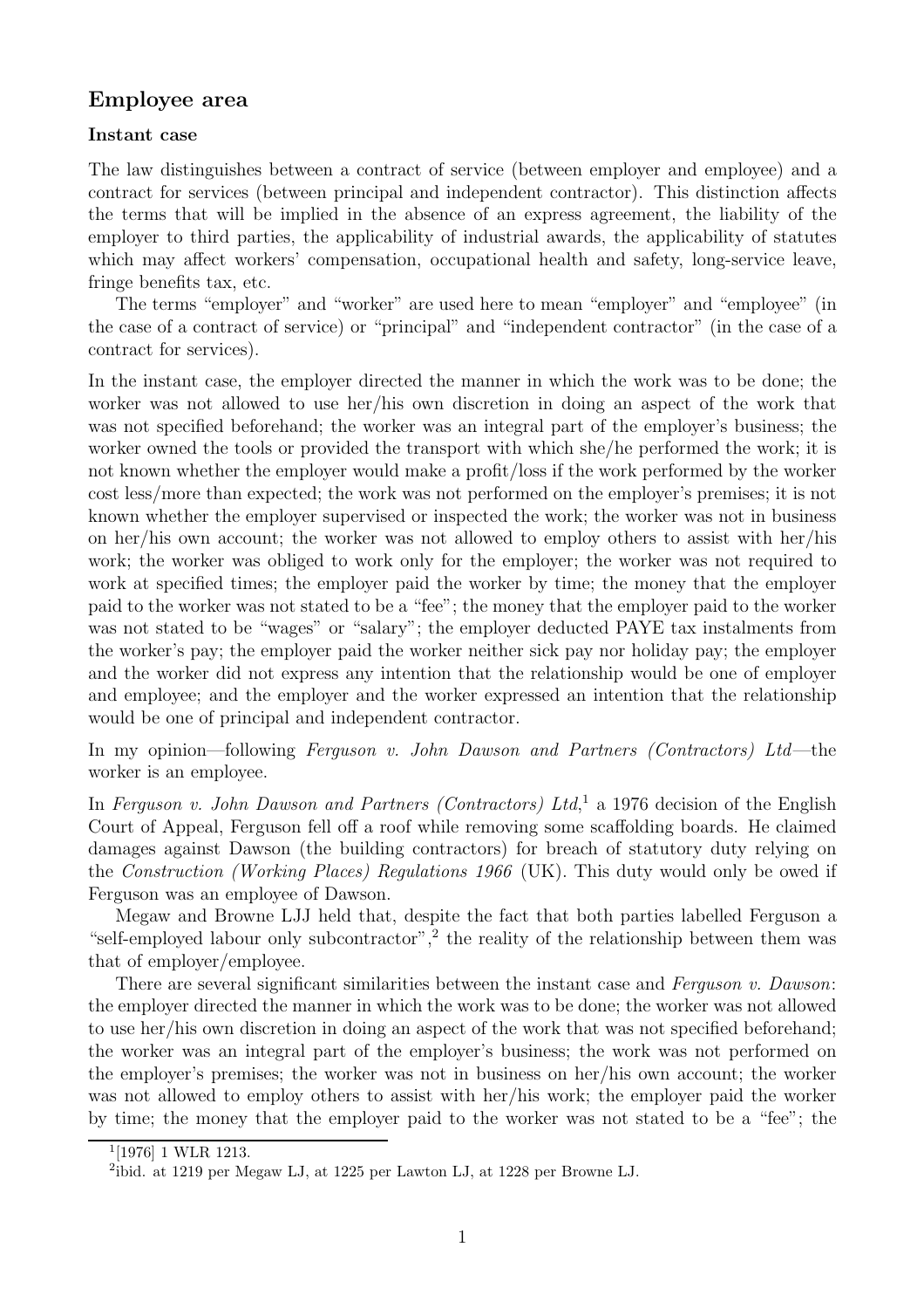## Employee area

### Instant case

The law distinguishes between a contract of service (between employer and employee) and a contract for services (between principal and independent contractor). This distinction affects the terms that will be implied in the absence of an express agreement, the liability of the employer to third parties, the applicability of industrial awards, the applicability of statutes which may affect workers' compensation, occupational health and safety, long-service leave, fringe benefits tax, etc.

The terms "employer" and "worker" are used here to mean "employer" and "employee" (in the case of a contract of service) or "principal" and "independent contractor" (in the case of a contract for services).

In the instant case, the employer directed the manner in which the work was to be done; the worker was not allowed to use her/his own discretion in doing an aspect of the work that was not specified beforehand; the worker was an integral part of the employer's business; the worker owned the tools or provided the transport with which she/he performed the work; it is not known whether the employer would make a profit/loss if the work performed by the worker cost less/more than expected; the work was not performed on the employer's premises; it is not known whether the employer supervised or inspected the work; the worker was not in business on her/his own account; the worker was not allowed to employ others to assist with her/his work; the worker was obliged to work only for the employer; the worker was not required to work at specified times; the employer paid the worker by time; the money that the employer paid to the worker was not stated to be a "fee"; the money that the employer paid to the worker was not stated to be "wages" or "salary"; the employer deducted PAYE tax instalments from the worker's pay; the employer paid the worker neither sick pay nor holiday pay; the employer and the worker did not express any intention that the relationship would be one of employer and employee; and the employer and the worker expressed an intention that the relationship would be one of principal and independent contractor.

In my opinion—following *Ferguson v. John Dawson and Partners (Contractors) Ltd*—the worker is an employee.

In *Ferguson v. John Dawson and Partners (Contractors) Ltd*,[1] a 1976 decision of the English Court of Appeal, Ferguson fell off a roof while removing some scaffolding boards. He claimed damages against Dawson (the building contractors) for breach of statutory duty relying on the *Construction (Working Places) Regulations 1966* (UK). This duty would only be owed if Ferguson was an employee of Dawson.

Megaw and Browne LJJ held that, despite the fact that both parties labelled Ferguson a "self-employed labour only subcontractor",[2] the reality of the relationship between them was that of employer/employee.

There are several significant similarities between the instant case and *Ferguson v. Dawson*: the employer directed the manner in which the work was to be done; the worker was not allowed to use her/his own discretion in doing an aspect of the work that was not specified beforehand; the worker was an integral part of the employer's business; the work was not performed on the employer's premises; the worker was not in business on her/his own account; the worker was not allowed to employ others to assist with her/his work; the employer paid the worker by time; the money that the employer paid to the worker was not stated to be a "fee"; the

[1] [1976] 1 WLR 1213.

[2] ibid. at 1219 per Megaw LJ, at 1225 per Lawton LJ, at 1228 per Browne LJ.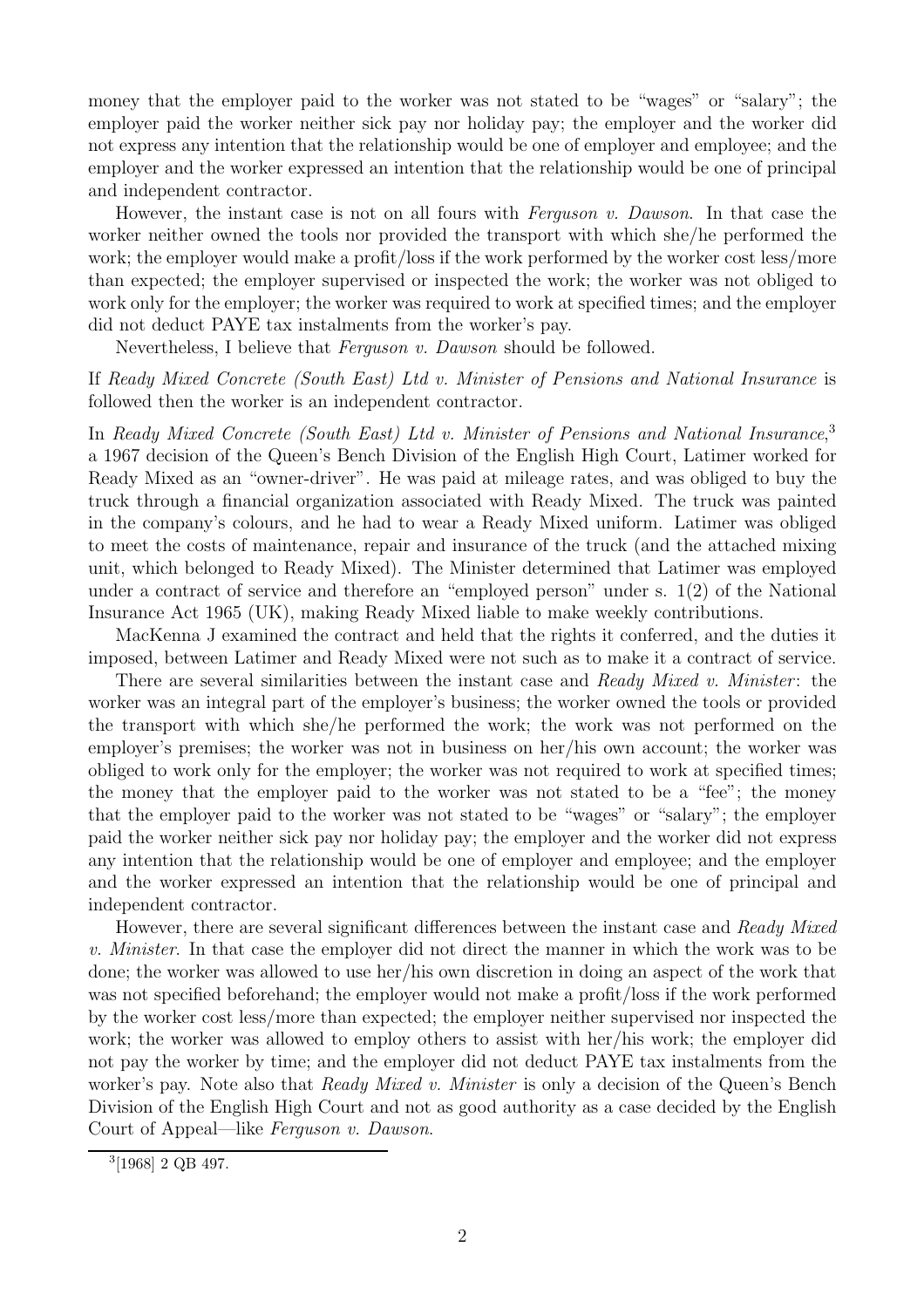money that the employer paid to the worker was not stated to be "wages" or "salary"; the employer paid the worker neither sick pay nor holiday pay; the employer and the worker did not express any intention that the relationship would be one of employer and employee; and the employer and the worker expressed an intention that the relationship would be one of principal and independent contractor.

However, the instant case is not on all fours with *Ferguson v. Dawson*. In that case the worker neither owned the tools nor provided the transport with which she/he performed the work; the employer would make a profit/loss if the work performed by the worker cost less/more than expected; the employer supervised or inspected the work; the worker was not obliged to work only for the employer; the worker was required to work at specified times; and the employer did not deduct PAYE tax instalments from the worker's pay.

Nevertheless, I believe that *Ferguson v. Dawson* should be followed.

If *Ready Mixed Concrete (South East) Ltd v. Minister of Pensions and National Insurance* is followed then the worker is an independent contractor.

In *Ready Mixed Concrete (South East) Ltd v. Minister of Pensions and National Insurance*,[3] a 1967 decision of the Queen's Bench Division of the English High Court, Latimer worked for Ready Mixed as an "owner-driver". He was paid at mileage rates, and was obliged to buy the truck through a financial organization associated with Ready Mixed. The truck was painted in the company's colours, and he had to wear a Ready Mixed uniform. Latimer was obliged to meet the costs of maintenance, repair and insurance of the truck (and the attached mixing unit, which belonged to Ready Mixed). The Minister determined that Latimer was employed under a contract of service and therefore an "employed person" under s. 1(2) of the National Insurance Act 1965 (UK), making Ready Mixed liable to make weekly contributions.

MacKenna J examined the contract and held that the rights it conferred, and the duties it imposed, between Latimer and Ready Mixed were not such as to make it a contract of service.

There are several similarities between the instant case and *Ready Mixed v. Minister*: the worker was an integral part of the employer's business; the worker owned the tools or provided the transport with which she/he performed the work; the work was not performed on the employer's premises; the worker was not in business on her/his own account; the worker was obliged to work only for the employer; the worker was not required to work at specified times; the money that the employer paid to the worker was not stated to be a "fee"; the money that the employer paid to the worker was not stated to be "wages" or "salary"; the employer paid the worker neither sick pay nor holiday pay; the employer and the worker did not express any intention that the relationship would be one of employer and employee; and the employer and the worker expressed an intention that the relationship would be one of principal and independent contractor.

However, there are several significant differences between the instant case and *Ready Mixed v. Minister*. In that case the employer did not direct the manner in which the work was to be done; the worker was allowed to use her/his own discretion in doing an aspect of the work that was not specified beforehand; the employer would not make a profit/loss if the work performed by the worker cost less/more than expected; the employer neither supervised nor inspected the work; the worker was allowed to employ others to assist with her/his work; the employer did not pay the worker by time; and the employer did not deduct PAYE tax instalments from the worker's pay. Note also that *Ready Mixed v. Minister* is only a decision of the Queen's Bench Division of the English High Court and not as good authority as a case decided by the English Court of Appeal—like *Ferguson v. Dawson*.

[3] [1968] 2 QB 497.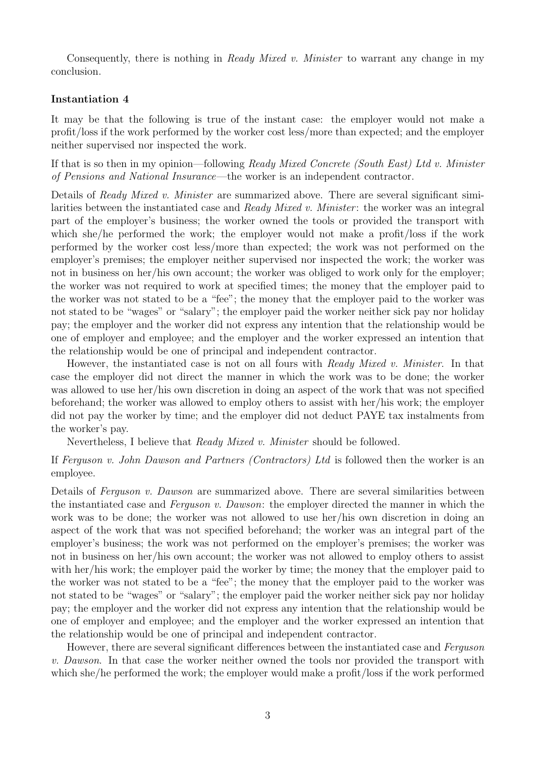Consequently, there is nothing in *Ready Mixed v. Minister* to warrant any change in my conclusion.

### Instantiation 4

It may be that the following is true of the instant case: the employer would not make a profit/loss if the work performed by the worker cost less/more than expected; and the employer neither supervised nor inspected the work.

If that is so then in my opinion—following *Ready Mixed Concrete (South East) Ltd v. Minister of Pensions and National Insurance*—the worker is an independent contractor.

Details of *Ready Mixed v. Minister* are summarized above. There are several significant similarities between the instantiated case and *Ready Mixed v. Minister*: the worker was an integral part of the employer's business; the worker owned the tools or provided the transport with which she/he performed the work; the employer would not make a profit/loss if the work performed by the worker cost less/more than expected; the work was not performed on the employer's premises; the employer neither supervised nor inspected the work; the worker was not in business on her/his own account; the worker was obliged to work only for the employer; the worker was not required to work at specified times; the money that the employer paid to the worker was not stated to be a "fee"; the money that the employer paid to the worker was not stated to be "wages" or "salary"; the employer paid the worker neither sick pay nor holiday pay; the employer and the worker did not express any intention that the relationship would be one of employer and employee; and the employer and the worker expressed an intention that the relationship would be one of principal and independent contractor.

However, the instantiated case is not on all fours with *Ready Mixed v. Minister*. In that case the employer did not direct the manner in which the work was to be done; the worker was allowed to use her/his own discretion in doing an aspect of the work that was not specified beforehand; the worker was allowed to employ others to assist with her/his work; the employer did not pay the worker by time; and the employer did not deduct PAYE tax instalments from the worker's pay.

Nevertheless, I believe that *Ready Mixed v. Minister* should be followed.

If *Ferguson v. John Dawson and Partners (Contractors) Ltd* is followed then the worker is an employee.

Details of *Ferguson v. Dawson* are summarized above. There are several similarities between the instantiated case and *Ferguson v. Dawson*: the employer directed the manner in which the work was to be done; the worker was not allowed to use her/his own discretion in doing an aspect of the work that was not specified beforehand; the worker was an integral part of the employer's business; the work was not performed on the employer's premises; the worker was not in business on her/his own account; the worker was not allowed to employ others to assist with her/his work; the employer paid the worker by time; the money that the employer paid to the worker was not stated to be a "fee"; the money that the employer paid to the worker was not stated to be "wages" or "salary"; the employer paid the worker neither sick pay nor holiday pay; the employer and the worker did not express any intention that the relationship would be one of employer and employee; and the employer and the worker expressed an intention that the relationship would be one of principal and independent contractor.

However, there are several significant differences between the instantiated case and *Ferguson v. Dawson*. In that case the worker neither owned the tools nor provided the transport with which she/he performed the work; the employer would make a profit/loss if the work performed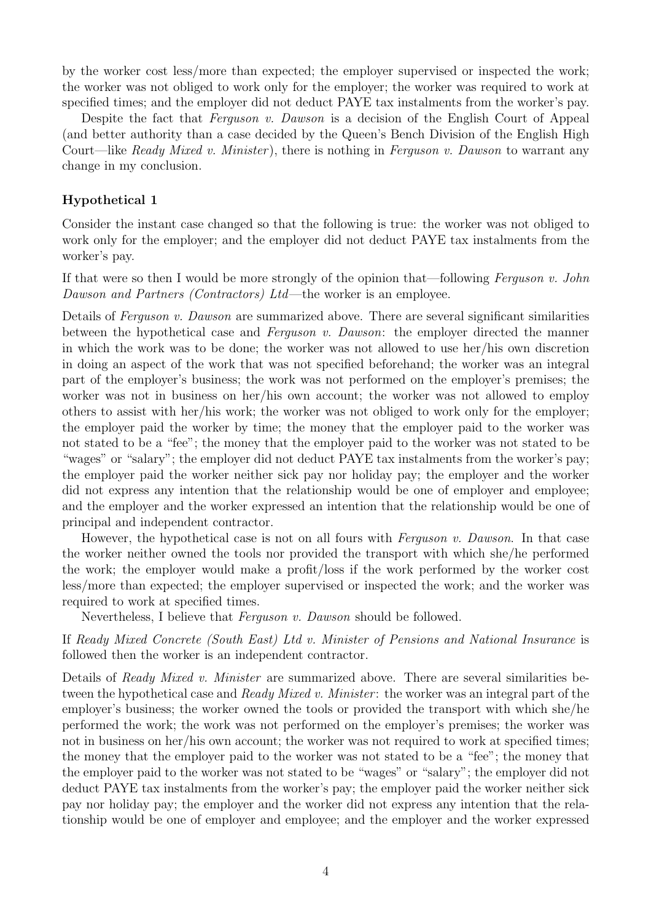by the worker cost less/more than expected; the employer supervised or inspected the work; the worker was not obliged to work only for the employer; the worker was required to work at specified times; and the employer did not deduct PAYE tax instalments from the worker's pay.

Despite the fact that *Ferguson v. Dawson* is a decision of the English Court of Appeal (and better authority than a case decided by the Queen's Bench Division of the English High Court—like *Ready Mixed v. Minister*), there is nothing in *Ferguson v. Dawson* to warrant any change in my conclusion.

### Hypothetical 1

Consider the instant case changed so that the following is true: the worker was not obliged to work only for the employer; and the employer did not deduct PAYE tax instalments from the worker's pay.

If that were so then I would be more strongly of the opinion that—following *Ferguson v. John Dawson and Partners (Contractors) Ltd*—the worker is an employee.

Details of *Ferguson v. Dawson* are summarized above. There are several significant similarities between the hypothetical case and *Ferguson v. Dawson*: the employer directed the manner in which the work was to be done; the worker was not allowed to use her/his own discretion in doing an aspect of the work that was not specified beforehand; the worker was an integral part of the employer's business; the work was not performed on the employer's premises; the worker was not in business on her/his own account; the worker was not allowed to employ others to assist with her/his work; the worker was not obliged to work only for the employer; the employer paid the worker by time; the money that the employer paid to the worker was not stated to be a "fee"; the money that the employer paid to the worker was not stated to be "wages" or "salary"; the employer did not deduct PAYE tax instalments from the worker's pay; the employer paid the worker neither sick pay nor holiday pay; the employer and the worker did not express any intention that the relationship would be one of employer and employee; and the employer and the worker expressed an intention that the relationship would be one of principal and independent contractor.

However, the hypothetical case is not on all fours with *Ferguson v. Dawson*. In that case the worker neither owned the tools nor provided the transport with which she/he performed the work; the employer would make a profit/loss if the work performed by the worker cost less/more than expected; the employer supervised or inspected the work; and the worker was required to work at specified times.

Nevertheless, I believe that *Ferguson v. Dawson* should be followed.

If *Ready Mixed Concrete (South East) Ltd v. Minister of Pensions and National Insurance* is followed then the worker is an independent contractor.

Details of *Ready Mixed v. Minister* are summarized above. There are several similarities between the hypothetical case and *Ready Mixed v. Minister*: the worker was an integral part of the employer's business; the worker owned the tools or provided the transport with which she/he performed the work; the work was not performed on the employer's premises; the worker was not in business on her/his own account; the worker was not required to work at specified times; the money that the employer paid to the worker was not stated to be a "fee"; the money that the employer paid to the worker was not stated to be "wages" or "salary"; the employer did not deduct PAYE tax instalments from the worker's pay; the employer paid the worker neither sick pay nor holiday pay; the employer and the worker did not express any intention that the relationship would be one of employer and employee; and the employer and the worker expressed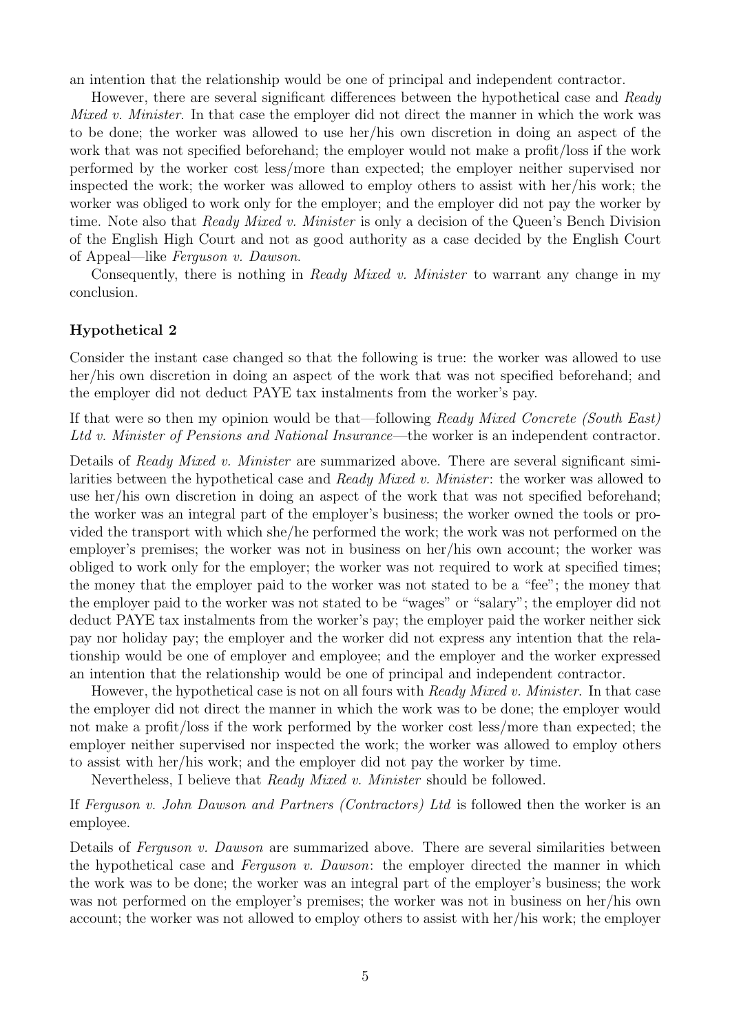an intention that the relationship would be one of principal and independent contractor.

However, there are several significant differences between the hypothetical case and *Ready Mixed v. Minister*. In that case the employer did not direct the manner in which the work was to be done; the worker was allowed to use her/his own discretion in doing an aspect of the work that was not specified beforehand; the employer would not make a profit/loss if the work performed by the worker cost less/more than expected; the employer neither supervised nor inspected the work; the worker was allowed to employ others to assist with her/his work; the worker was obliged to work only for the employer; and the employer did not pay the worker by time. Note also that *Ready Mixed v. Minister* is only a decision of the Queen's Bench Division of the English High Court and not as good authority as a case decided by the English Court of Appeal—like *Ferguson v. Dawson*.

Consequently, there is nothing in *Ready Mixed v. Minister* to warrant any change in my conclusion.

### Hypothetical 2

Consider the instant case changed so that the following is true: the worker was allowed to use her/his own discretion in doing an aspect of the work that was not specified beforehand; and the employer did not deduct PAYE tax instalments from the worker's pay.

If that were so then my opinion would be that—following *Ready Mixed Concrete (South East) Ltd v. Minister of Pensions and National Insurance*—the worker is an independent contractor.

Details of *Ready Mixed v. Minister* are summarized above. There are several significant similarities between the hypothetical case and *Ready Mixed v. Minister*: the worker was allowed to use her/his own discretion in doing an aspect of the work that was not specified beforehand; the worker was an integral part of the employer's business; the worker owned the tools or provided the transport with which she/he performed the work; the work was not performed on the employer's premises; the worker was not in business on her/his own account; the worker was obliged to work only for the employer; the worker was not required to work at specified times; the money that the employer paid to the worker was not stated to be a "fee"; the money that the employer paid to the worker was not stated to be "wages" or "salary"; the employer did not deduct PAYE tax instalments from the worker's pay; the employer paid the worker neither sick pay nor holiday pay; the employer and the worker did not express any intention that the relationship would be one of employer and employee; and the employer and the worker expressed an intention that the relationship would be one of principal and independent contractor.

However, the hypothetical case is not on all fours with *Ready Mixed v. Minister*. In that case the employer did not direct the manner in which the work was to be done; the employer would not make a profit/loss if the work performed by the worker cost less/more than expected; the employer neither supervised nor inspected the work; the worker was allowed to employ others to assist with her/his work; and the employer did not pay the worker by time.

Nevertheless, I believe that *Ready Mixed v. Minister* should be followed.

If *Ferguson v. John Dawson and Partners (Contractors) Ltd* is followed then the worker is an employee.

Details of *Ferguson v. Dawson* are summarized above. There are several similarities between the hypothetical case and *Ferguson v. Dawson*: the employer directed the manner in which the work was to be done; the worker was an integral part of the employer's business; the work was not performed on the employer's premises; the worker was not in business on her/his own account; the worker was not allowed to employ others to assist with her/his work; the employer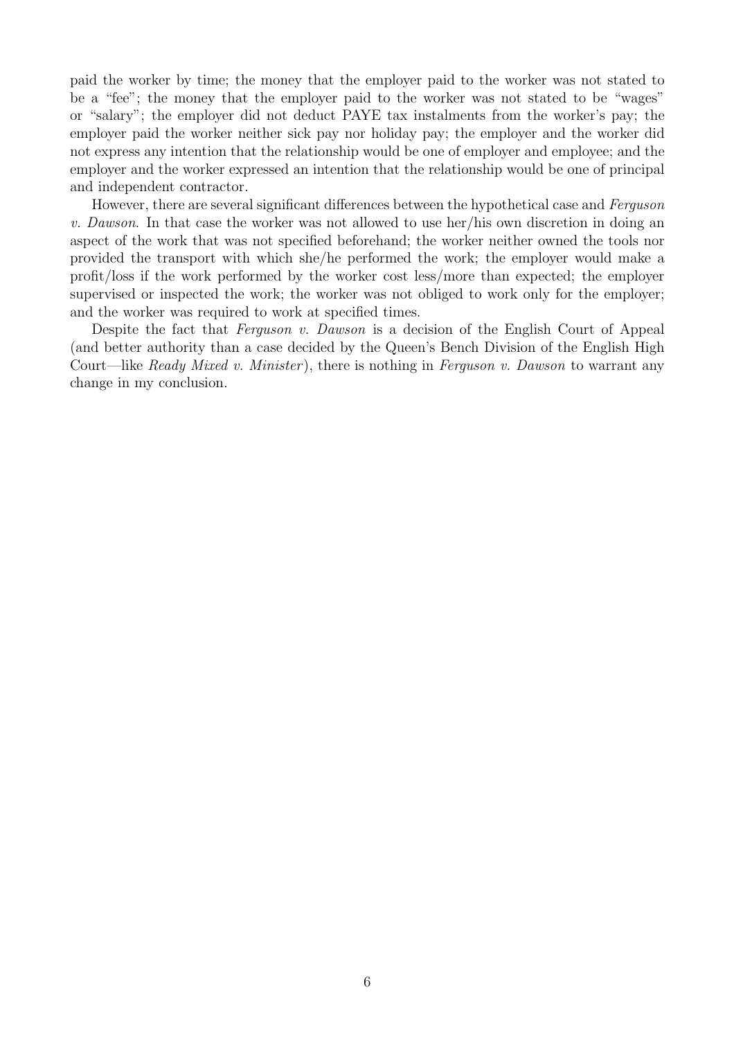paid the worker by time; the money that the employer paid to the worker was not stated to be a "fee"; the money that the employer paid to the worker was not stated to be "wages" or "salary"; the employer did not deduct PAYE tax instalments from the worker's pay; the employer paid the worker neither sick pay nor holiday pay; the employer and the worker did not express any intention that the relationship would be one of employer and employee; and the employer and the worker expressed an intention that the relationship would be one of principal and independent contractor.

However, there are several significant differences between the hypothetical case and *Ferguson v. Dawson*. In that case the worker was not allowed to use her/his own discretion in doing an aspect of the work that was not specified beforehand; the worker neither owned the tools nor provided the transport with which she/he performed the work; the employer would make a profit/loss if the work performed by the worker cost less/more than expected; the employer supervised or inspected the work; the worker was not obliged to work only for the employer; and the worker was required to work at specified times.

Despite the fact that *Ferguson v. Dawson* is a decision of the English Court of Appeal (and better authority than a case decided by the Queen's Bench Division of the English High Court—like *Ready Mixed v. Minister*), there is nothing in *Ferguson v. Dawson* to warrant any change in my conclusion.